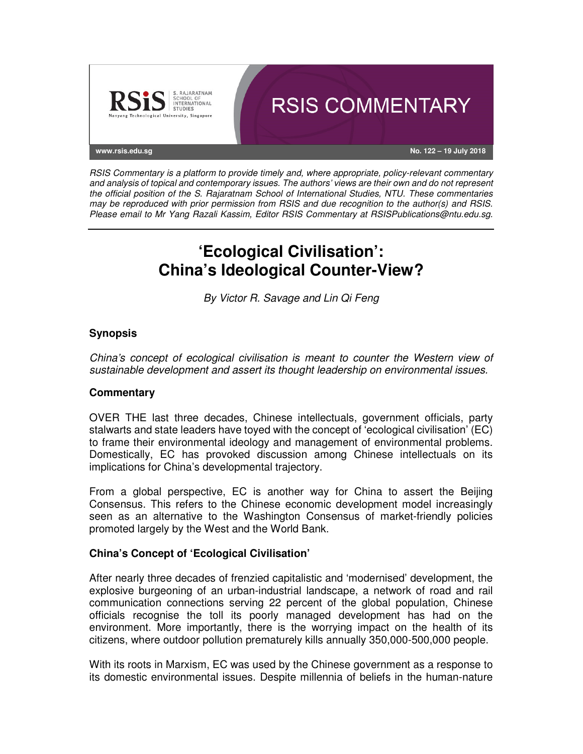RSIS COMMENTARY

www.rsis.edu.sg

No. 122 – 19 July 2018

*RSIS Commentary is a platform to provide timely and, where appropriate, policy-relevant commentary and analysis of topical and contemporary issues. The authors' views are their own and do not represent the official position of the S. Rajaratnam School of International Studies, NTU. These commentaries may be reproduced with prior permission from RSIS and due recognition to the author(s) and RSIS. Please email to Mr Yang Razali Kassim, Editor RSIS Commentary at RSISPublications@ntu.edu.sg.*

# 'Ecological Civilisation': China's Ideological Counter-View?

*By Victor R. Savage and Lin Qi Feng*

### Synopsis

*China's concept of ecological civilisation is meant to counter the Western view of sustainable development and assert its thought leadership on environmental issues.*

### Commentary

OVER THE last three decades, Chinese intellectuals, government officials, party stalwarts and state leaders have toyed with the concept of 'ecological civilisation' (EC) to frame their environmental ideology and management of environmental problems. Domestically, EC has provoked discussion among Chinese intellectuals on its implications for China's developmental trajectory.

From a global perspective, EC is another way for China to assert the Beijing Consensus. This refers to the Chinese economic development model increasingly seen as an alternative to the Washington Consensus of market-friendly policies promoted largely by the West and the World Bank.

### China's Concept of 'Ecological Civilisation'

After nearly three decades of frenzied capitalistic and 'modernised' development, the explosive burgeoning of an urban-industrial landscape, a network of road and rail communication connections serving 22 percent of the global population, Chinese officials recognise the toll its poorly managed development has had on the environment. More importantly, there is the worrying impact on the health of its citizens, where outdoor pollution prematurely kills annually 350,000-500,000 people.

With its roots in Marxism, EC was used by the Chinese government as a response to its domestic environmental issues. Despite millennia of beliefs in the human-nature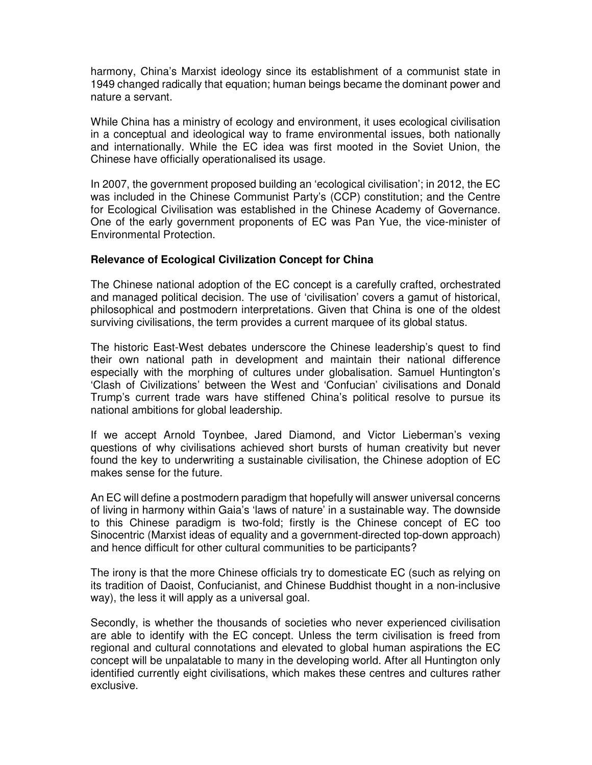harmony, China's Marxist ideology since its establishment of a communist state in 1949 changed radically that equation; human beings became the dominant power and nature a servant.

While China has a ministry of ecology and environment, it uses ecological civilisation in a conceptual and ideological way to frame environmental issues, both nationally and internationally. While the EC idea was first mooted in the Soviet Union, the Chinese have officially operationalised its usage.

In 2007, the government proposed building an 'ecological civilisation'; in 2012, the EC was included in the Chinese Communist Party's (CCP) constitution; and the Centre for Ecological Civilisation was established in the Chinese Academy of Governance. One of the early government proponents of EC was Pan Yue, the vice-minister of Environmental Protection.

**Relevance of Ecological Civilization Concept for China**

The Chinese national adoption of the EC concept is a carefully crafted, orchestrated and managed political decision. The use of 'civilisation' covers a gamut of historical, philosophical and postmodern interpretations. Given that China is one of the oldest surviving civilisations, the term provides a current marquee of its global status.

The historic East-West debates underscore the Chinese leadership's quest to find their own national path in development and maintain their national difference especially with the morphing of cultures under globalisation. Samuel Huntington's 'Clash of Civilizations' between the West and 'Confucian' civilisations and Donald Trump's current trade wars have stiffened China's political resolve to pursue its national ambitions for global leadership.

If we accept Arnold Toynbee, Jared Diamond, and Victor Lieberman's vexing questions of why civilisations achieved short bursts of human creativity but never found the key to underwriting a sustainable civilisation, the Chinese adoption of EC makes sense for the future.

An EC will define a postmodern paradigm that hopefully will answer universal concerns of living in harmony within Gaia's 'laws of nature' in a sustainable way. The downside to this Chinese paradigm is two-fold; firstly is the Chinese concept of EC too Sinocentric (Marxist ideas of equality and a government-directed top-down approach) and hence difficult for other cultural communities to be participants?

The irony is that the more Chinese officials try to domesticate EC (such as relying on its tradition of Daoist, Confucianist, and Chinese Buddhist thought in a non-inclusive way), the less it will apply as a universal goal.

Secondly, is whether the thousands of societies who never experienced civilisation are able to identify with the EC concept. Unless the term civilisation is freed from regional and cultural connotations and elevated to global human aspirations the EC concept will be unpalatable to many in the developing world. After all Huntington only identified currently eight civilisations, which makes these centres and cultures rather exclusive.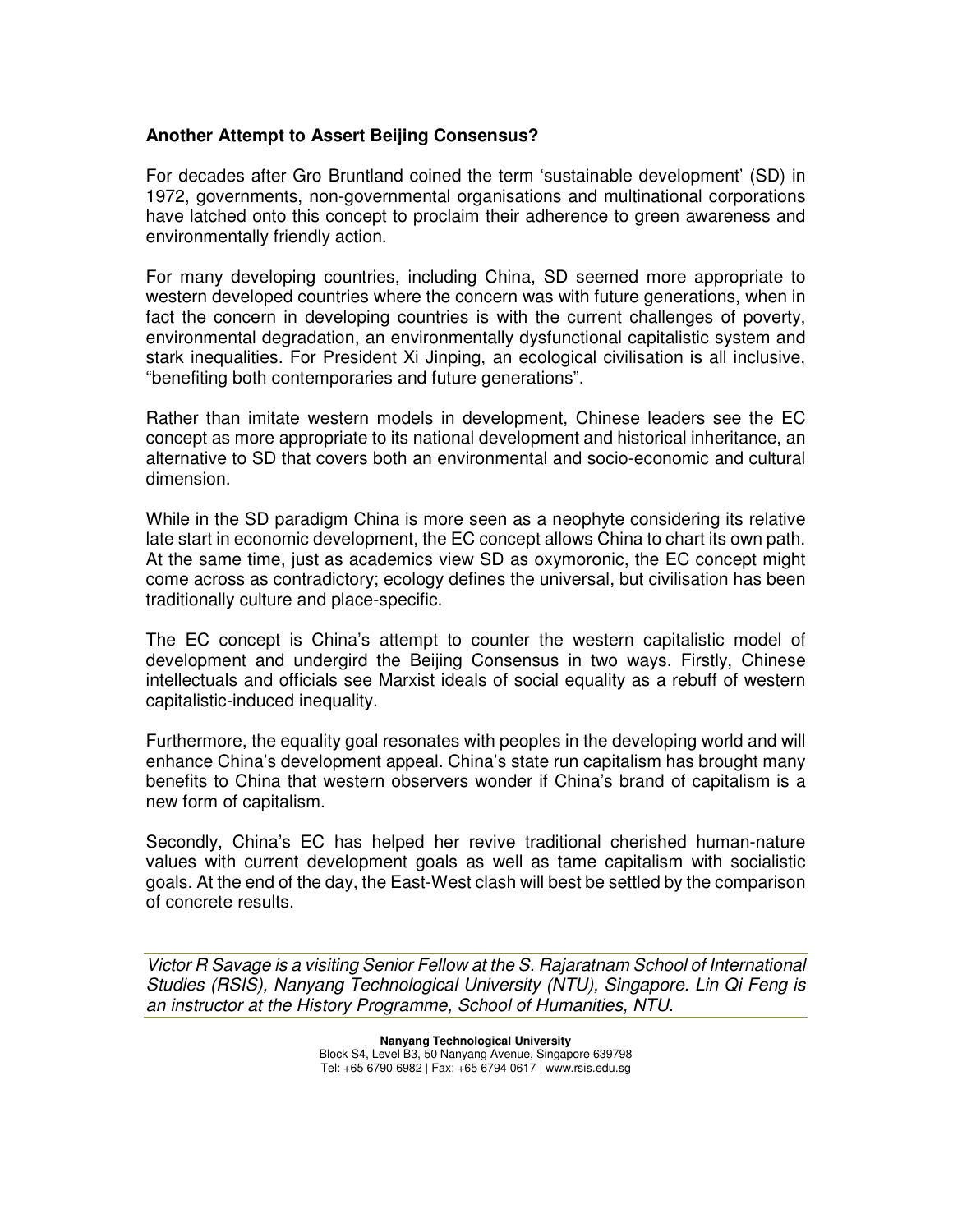**Another Attempt to Assert Beijing Consensus?**

For decades after Gro Bruntland coined the term 'sustainable development' (SD) in 1972, governments, non-governmental organisations and multinational corporations have latched onto this concept to proclaim their adherence to green awareness and environmentally friendly action.

For many developing countries, including China, SD seemed more appropriate to western developed countries where the concern was with future generations, when in fact the concern in developing countries is with the current challenges of poverty, environmental degradation, an environmentally dysfunctional capitalistic system and stark inequalities. For President Xi Jinping, an ecological civilisation is all inclusive, "benefiting both contemporaries and future generations".

Rather than imitate western models in development, Chinese leaders see the EC concept as more appropriate to its national development and historical inheritance, an alternative to SD that covers both an environmental and socio-economic and cultural dimension.

While in the SD paradigm China is more seen as a neophyte considering its relative late start in economic development, the EC concept allows China to chart its own path. At the same time, just as academics view SD as oxymoronic, the EC concept might come across as contradictory; ecology defines the universal, but civilisation has been traditionally culture and place-specific.

The EC concept is China's attempt to counter the western capitalistic model of development and undergird the Beijing Consensus in two ways. Firstly, Chinese intellectuals and officials see Marxist ideals of social equality as a rebuff of western capitalistic-induced inequality.

Furthermore, the equality goal resonates with peoples in the developing world and will enhance China's development appeal. China's state run capitalism has brought many benefits to China that western observers wonder if China's brand of capitalism is a new form of capitalism.

Secondly, China's EC has helped her revive traditional cherished human-nature values with current development goals as well as tame capitalism with socialistic goals. At the end of the day, the East-West clash will best be settled by the comparison of concrete results.

---

*Victor R Savage is a visiting Senior Fellow at the S. Rajaratnam School of International Studies (RSIS), Nanyang Technological University (NTU), Singapore. Lin Qi Feng is an instructor at the History Programme, School of Humanities, NTU.*

---

**Nanyang Technological University**
Block S4, Level B3, 50 Nanyang Avenue, Singapore 639798
Tel: +65 6790 6982 | Fax: +65 6794 0617 | www.rsis.edu.sg